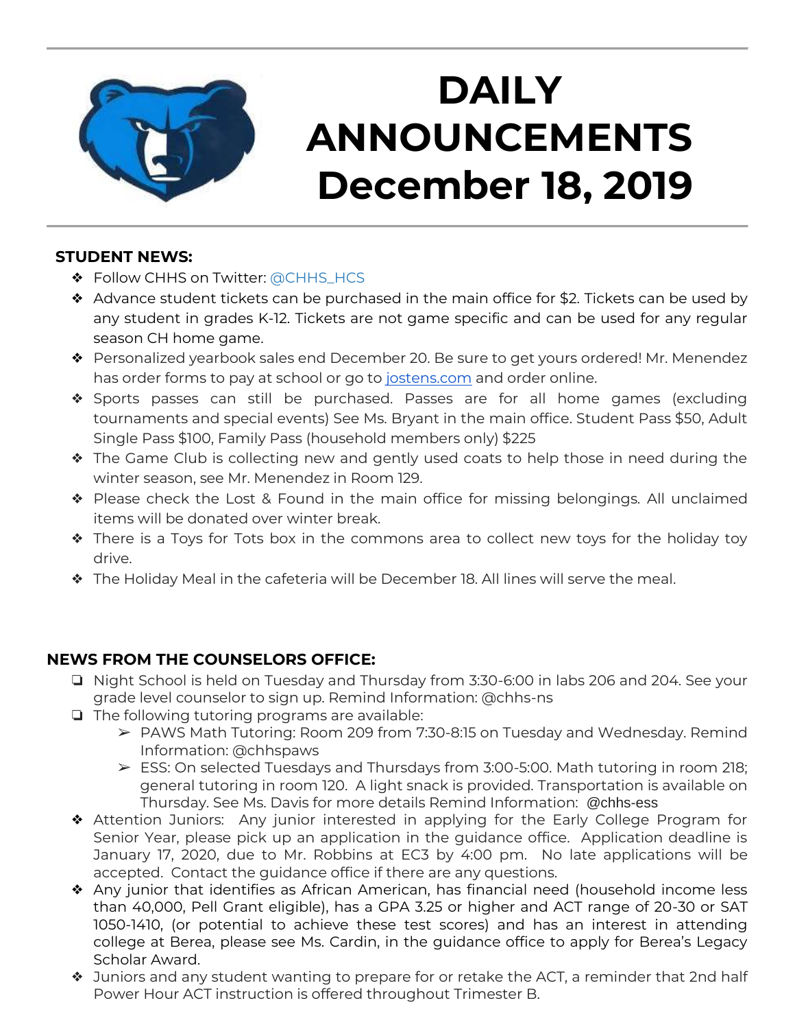# DAILY ANNOUNCEMENTS December 18, 2019

## STUDENT NEWS:

- Follow CHHS on Twitter: @CHHS_HCS
- Advance student tickets can be purchased in the main office for $2. Tickets can be used by any student in grades K-12. Tickets are not game specific and can be used for any regular season CH home game.
- Personalized yearbook sales end December 20. Be sure to get yours ordered! Mr. Menendez has order forms to pay at school or go to [jostens.com](jostens.com) and order online.
- Sports passes can still be purchased. Passes are for all home games (excluding tournaments and special events) See Ms. Bryant in the main office. Student Pass $50, Adult Single Pass $100, Family Pass (household members only) $225
- The Game Club is collecting new and gently used coats to help those in need during the winter season, see Mr. Menendez in Room 129.
- Please check the Lost & Found in the main office for missing belongings. All unclaimed items will be donated over winter break.
- There is a Toys for Tots box in the commons area to collect new toys for the holiday toy drive.
- The Holiday Meal in the cafeteria will be December 18. All lines will serve the meal.

## NEWS FROM THE COUNSELORS OFFICE:

- Night School is held on Tuesday and Thursday from 3:30-6:00 in labs 206 and 204. See your grade level counselor to sign up. Remind Information: @chhs-ns
- The following tutoring programs are available:
  - PAWS Math Tutoring: Room 209 from 7:30-8:15 on Tuesday and Wednesday. Remind Information: @chhspaws
  - ESS: On selected Tuesdays and Thursdays from 3:00-5:00. Math tutoring in room 218; general tutoring in room 120. A light snack is provided. Transportation is available on Thursday. See Ms. Davis for more details Remind Information: @chhs-ess
- Attention Juniors: Any junior interested in applying for the Early College Program for Senior Year, please pick up an application in the guidance office. Application deadline is January 17, 2020, due to Mr. Robbins at EC3 by 4:00 pm. No late applications will be accepted. Contact the guidance office if there are any questions.
- Any junior that identifies as African American, has financial need (household income less than 40,000, Pell Grant eligible), has a GPA 3.25 or higher and ACT range of 20-30 or SAT 1050-1410, (or potential to achieve these test scores) and has an interest in attending college at Berea, please see Ms. Cardin, in the guidance office to apply for Berea's Legacy Scholar Award.
- Juniors and any student wanting to prepare for or retake the ACT, a reminder that 2nd half Power Hour ACT instruction is offered throughout Trimester B.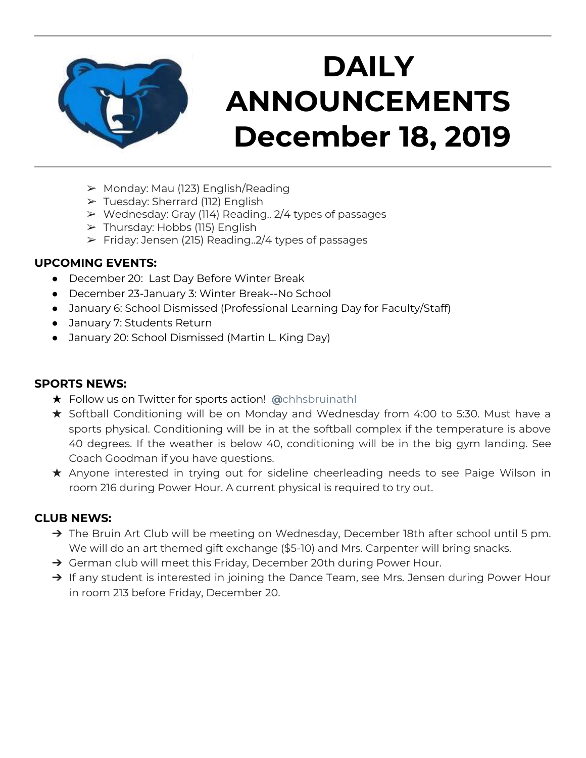# DAILY ANNOUNCEMENTS December 18, 2019

- ➢ Monday: Mau (123) English/Reading
- ➢ Tuesday: Sherrard (112) English
- ➢ Wednesday: Gray (114) Reading.. 2/4 types of passages
- ➢ Thursday: Hobbs (115) English
- ➢ Friday: Jensen (215) Reading..2/4 types of passages

**UPCOMING EVENTS:**

- December 20: Last Day Before Winter Break
- December 23-January 3: Winter Break--No School
- January 6: School Dismissed (Professional Learning Day for Faculty/Staff)
- January 7: Students Return
- January 20: School Dismissed (Martin L. King Day)

**SPORTS NEWS:**

- ★ Follow us on Twitter for sports action! @chhsbruinathl
- ★ Softball Conditioning will be on Monday and Wednesday from 4:00 to 5:30. Must have a sports physical. Conditioning will be in at the softball complex if the temperature is above 40 degrees. If the weather is below 40, conditioning will be in the big gym landing. See Coach Goodman if you have questions.
- ★ Anyone interested in trying out for sideline cheerleading needs to see Paige Wilson in room 216 during Power Hour. A current physical is required to try out.

**CLUB NEWS:**

- ➔ The Bruin Art Club will be meeting on Wednesday, December 18th after school until 5 pm. We will do an art themed gift exchange ($5-10) and Mrs. Carpenter will bring snacks.
- ➔ German club will meet this Friday, December 20th during Power Hour.
- ➔ If any student is interested in joining the Dance Team, see Mrs. Jensen during Power Hour in room 213 before Friday, December 20.